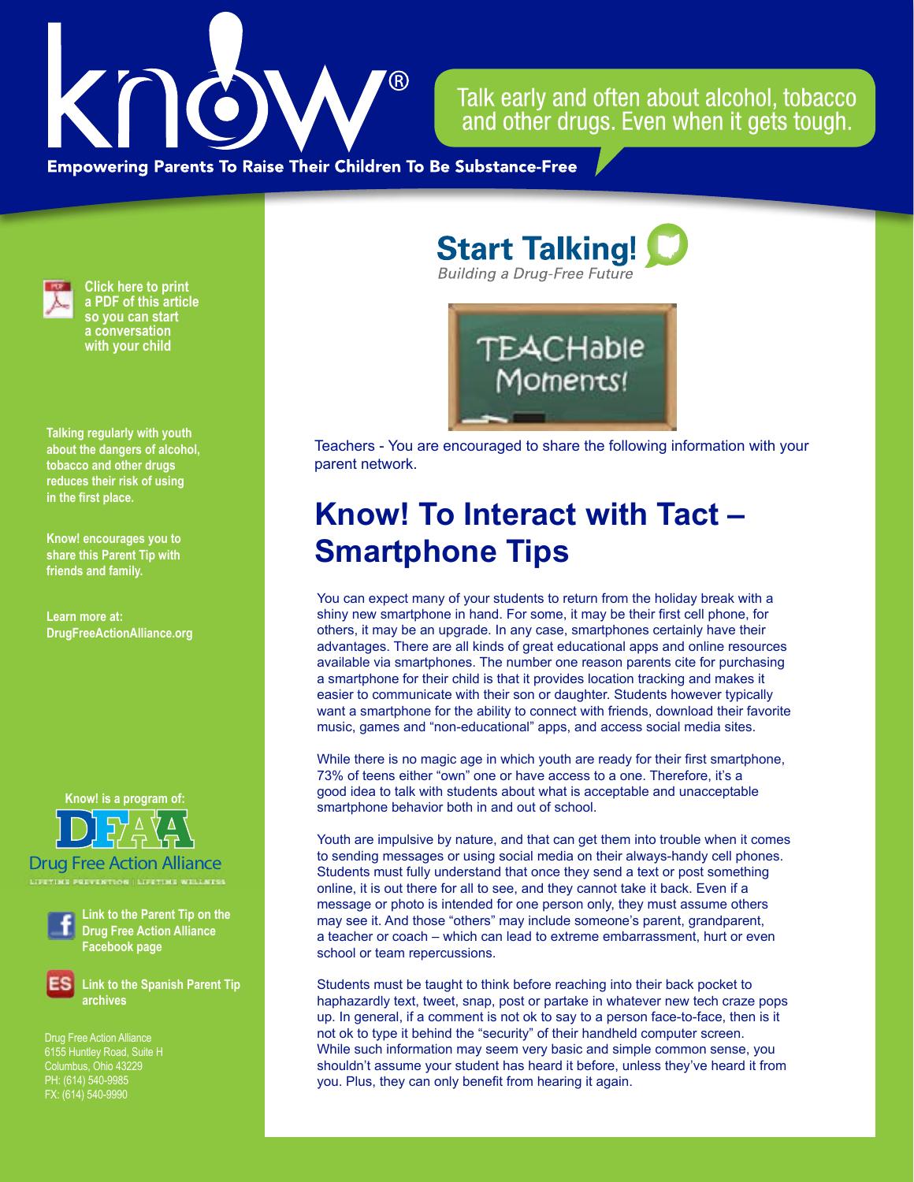# know!®

Talk early and often about alcohol, tobacco and other drugs. Even when it gets tough.

**Empowering Parents To Raise Their Children To Be Substance-Free**

**Click here to print a PDF of this article so you can start a conversation with your child**

**Talking regularly with youth about the dangers of alcohol, tobacco and other drugs reduces their risk of using in the first place.**

**Know! encourages you to share this Parent Tip with friends and family.**

**Learn more at: DrugFreeActionAlliance.org**

**Know! is a program of:**

DFAA Drug Free Action Alliance
LIFETIME PREVENTION | LIFETIME WELLNESS

**Link to the Parent Tip on the Drug Free Action Alliance Facebook page**

**Link to the Spanish Parent Tip archives**

Drug Free Action Alliance
6155 Huntley Road, Suite H
Columbus, Ohio 43229
PH: (614) 540-9985
FX: (614) 540-9990

**Start Talking!**
*Building a Drug-Free Future*

TEACHable Moments!

Teachers - You are encouraged to share the following information with your parent network.

# Know! To Interact with Tact – Smartphone Tips

You can expect many of your students to return from the holiday break with a shiny new smartphone in hand. For some, it may be their first cell phone, for others, it may be an upgrade. In any case, smartphones certainly have their advantages. There are all kinds of great educational apps and online resources available via smartphones. The number one reason parents cite for purchasing a smartphone for their child is that it provides location tracking and makes it easier to communicate with their son or daughter. Students however typically want a smartphone for the ability to connect with friends, download their favorite music, games and "non-educational" apps, and access social media sites.

While there is no magic age in which youth are ready for their first smartphone, 73% of teens either "own" one or have access to a one. Therefore, it's a good idea to talk with students about what is acceptable and unacceptable smartphone behavior both in and out of school.

Youth are impulsive by nature, and that can get them into trouble when it comes to sending messages or using social media on their always-handy cell phones. Students must fully understand that once they send a text or post something online, it is out there for all to see, and they cannot take it back. Even if a message or photo is intended for one person only, they must assume others may see it. And those "others" may include someone's parent, grandparent, a teacher or coach – which can lead to extreme embarrassment, hurt or even school or team repercussions.

Students must be taught to think before reaching into their back pocket to haphazardly text, tweet, snap, post or partake in whatever new tech craze pops up. In general, if a comment is not ok to say to a person face-to-face, then is it not ok to type it behind the "security" of their handheld computer screen. While such information may seem very basic and simple common sense, you shouldn't assume your student has heard it before, unless they've heard it from you. Plus, they can only benefit from hearing it again.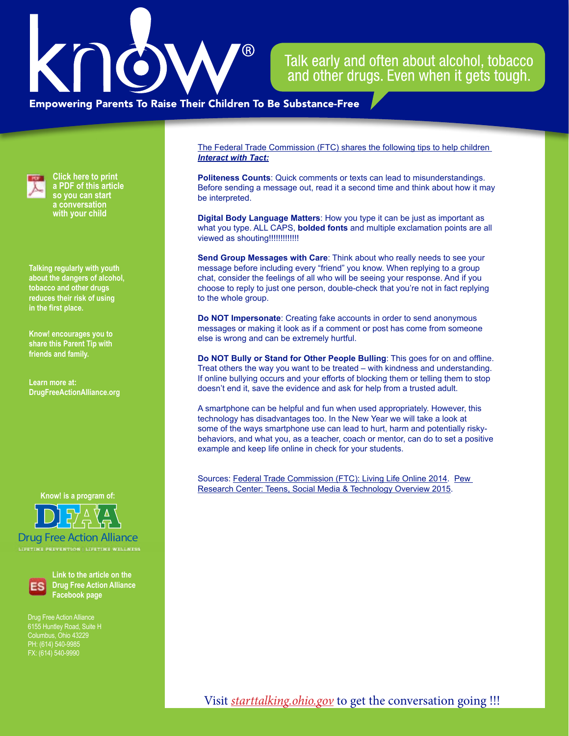# know!®

Talk early and often about alcohol, tobacco and other drugs. Even when it gets tough.

**Empowering Parents To Raise Their Children To Be Substance-Free**

**Click here to print a PDF of this article so you can start a conversation with your child**

**Talking regularly with youth about the dangers of alcohol, tobacco and other drugs reduces their risk of using in the first place.**

**Know! encourages you to share this Parent Tip with friends and family.**

**Learn more at: DrugFreeActionAlliance.org**

The Federal Trade Commission (FTC) shares the following tips to help children ***Interact with Tact:***

**Politeness Counts**: Quick comments or texts can lead to misunderstandings. Before sending a message out, read it a second time and think about how it may be interpreted.

**Digital Body Language Matters**: How you type it can be just as important as what you type. ALL CAPS, **bolded fonts** and multiple exclamation points are all viewed as shouting!!!!!!!!!!!!

**Send Group Messages with Care**: Think about who really needs to see your message before including every "friend" you know. When replying to a group chat, consider the feelings of all who will be seeing your response. And if you choose to reply to just one person, double-check that you're not in fact replying to the whole group.

**Do NOT Impersonate**: Creating fake accounts in order to send anonymous messages or making it look as if a comment or post has come from someone else is wrong and can be extremely hurtful.

**Do NOT Bully or Stand for Other People Bulling**: This goes for on and offline. Treat others the way you want to be treated – with kindness and understanding. If online bullying occurs and your efforts of blocking them or telling them to stop doesn't end it, save the evidence and ask for help from a trusted adult.

A smartphone can be helpful and fun when used appropriately. However, this technology has disadvantages too. In the New Year we will take a look at some of the ways smartphone use can lead to hurt, harm and potentially risky-behaviors, and what you, as a teacher, coach or mentor, can do to set a positive example and keep life online in check for your students.

Sources: Federal Trade Commission (FTC): Living Life Online 2014. Pew Research Center: Teens, Social Media & Technology Overview 2015.

**Know! is a program of:**

DFAA
Drug Free Action Alliance
LIFETIME PREVENTION | LIFETIME WELLNESS

**Link to the article on the Drug Free Action Alliance Facebook page**

Drug Free Action Alliance
6155 Huntley Road, Suite H
Columbus, Ohio 43229
PH: (614) 540-9985
FX: (614) 540-9990

Visit *starttalking.ohio.gov* to get the conversation going !!!